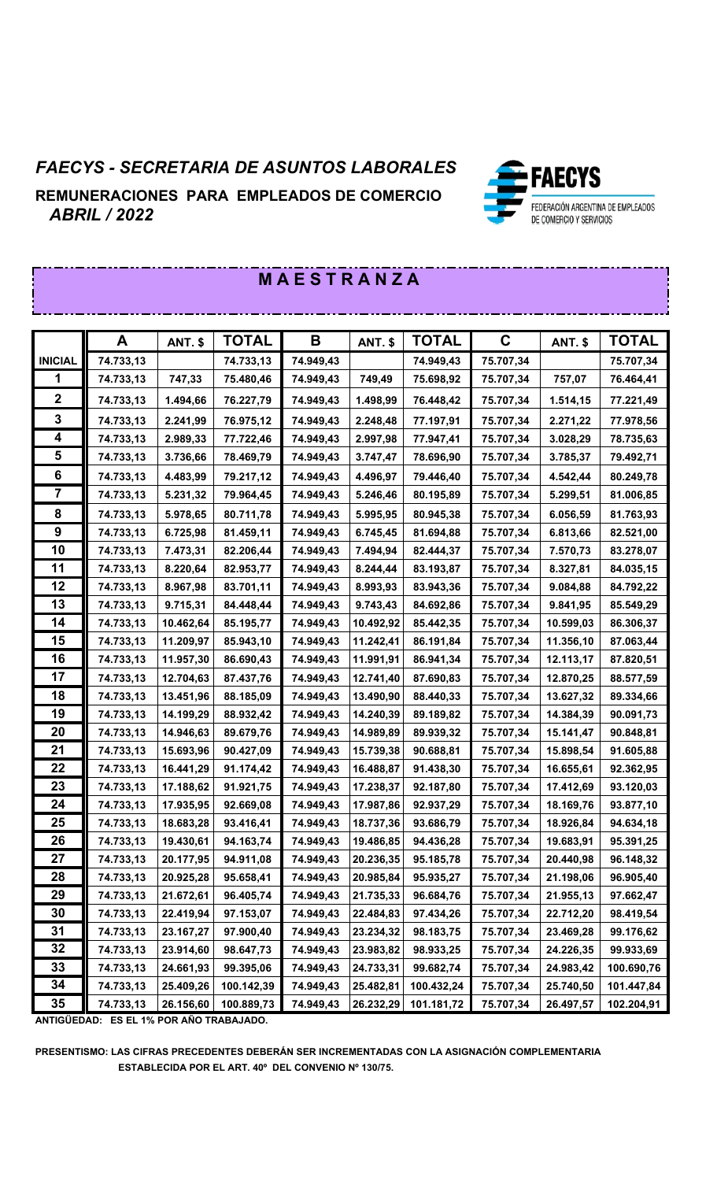# *FAECYS - SECRETARIA DE ASUNTOS LABORALES*

**REMUNERACIONES PARA EMPLEADOS DE COMERCIO**
***ABRIL / 2022***

FAECYS
FEDERACIÓN ARGENTINA DE EMPLEADOS DE COMERCIO Y SERVICIOS

## M A E S T R A N Z A

| | A | ANT. $ | TOTAL | B | ANT. $ | TOTAL | C | ANT. $ | TOTAL |
|---|---|---|---|---|---|---|---|---|---|
| **INICIAL** | 74.733,13 | | 74.733,13 | 74.949,43 | | 74.949,43 | 75.707,34 | | 75.707,34 |
| **1** | 74.733,13 | 747,33 | 75.480,46 | 74.949,43 | 749,49 | 75.698,92 | 75.707,34 | 757,07 | 76.464,41 |
| **2** | 74.733,13 | 1.494,66 | 76.227,79 | 74.949,43 | 1.498,99 | 76.448,42 | 75.707,34 | 1.514,15 | 77.221,49 |
| **3** | 74.733,13 | 2.241,99 | 76.975,12 | 74.949,43 | 2.248,48 | 77.197,91 | 75.707,34 | 2.271,22 | 77.978,56 |
| **4** | 74.733,13 | 2.989,33 | 77.722,46 | 74.949,43 | 2.997,98 | 77.947,41 | 75.707,34 | 3.028,29 | 78.735,63 |
| **5** | 74.733,13 | 3.736,66 | 78.469,79 | 74.949,43 | 3.747,47 | 78.696,90 | 75.707,34 | 3.785,37 | 79.492,71 |
| **6** | 74.733,13 | 4.483,99 | 79.217,12 | 74.949,43 | 4.496,97 | 79.446,40 | 75.707,34 | 4.542,44 | 80.249,78 |
| **7** | 74.733,13 | 5.231,32 | 79.964,45 | 74.949,43 | 5.246,46 | 80.195,89 | 75.707,34 | 5.299,51 | 81.006,85 |
| **8** | 74.733,13 | 5.978,65 | 80.711,78 | 74.949,43 | 5.995,95 | 80.945,38 | 75.707,34 | 6.056,59 | 81.763,93 |
| **9** | 74.733,13 | 6.725,98 | 81.459,11 | 74.949,43 | 6.745,45 | 81.694,88 | 75.707,34 | 6.813,66 | 82.521,00 |
| **10** | 74.733,13 | 7.473,31 | 82.206,44 | 74.949,43 | 7.494,94 | 82.444,37 | 75.707,34 | 7.570,73 | 83.278,07 |
| **11** | 74.733,13 | 8.220,64 | 82.953,77 | 74.949,43 | 8.244,44 | 83.193,87 | 75.707,34 | 8.327,81 | 84.035,15 |
| **12** | 74.733,13 | 8.967,98 | 83.701,11 | 74.949,43 | 8.993,93 | 83.943,36 | 75.707,34 | 9.084,88 | 84.792,22 |
| **13** | 74.733,13 | 9.715,31 | 84.448,44 | 74.949,43 | 9.743,43 | 84.692,86 | 75.707,34 | 9.841,95 | 85.549,29 |
| **14** | 74.733,13 | 10.462,64 | 85.195,77 | 74.949,43 | 10.492,92 | 85.442,35 | 75.707,34 | 10.599,03 | 86.306,37 |
| **15** | 74.733,13 | 11.209,97 | 85.943,10 | 74.949,43 | 11.242,41 | 86.191,84 | 75.707,34 | 11.356,10 | 87.063,44 |
| **16** | 74.733,13 | 11.957,30 | 86.690,43 | 74.949,43 | 11.991,91 | 86.941,34 | 75.707,34 | 12.113,17 | 87.820,51 |
| **17** | 74.733,13 | 12.704,63 | 87.437,76 | 74.949,43 | 12.741,40 | 87.690,83 | 75.707,34 | 12.870,25 | 88.577,59 |
| **18** | 74.733,13 | 13.451,96 | 88.185,09 | 74.949,43 | 13.490,90 | 88.440,33 | 75.707,34 | 13.627,32 | 89.334,66 |
| **19** | 74.733,13 | 14.199,29 | 88.932,42 | 74.949,43 | 14.240,39 | 89.189,82 | 75.707,34 | 14.384,39 | 90.091,73 |
| **20** | 74.733,13 | 14.946,63 | 89.679,76 | 74.949,43 | 14.989,89 | 89.939,32 | 75.707,34 | 15.141,47 | 90.848,81 |
| **21** | 74.733,13 | 15.693,96 | 90.427,09 | 74.949,43 | 15.739,38 | 90.688,81 | 75.707,34 | 15.898,54 | 91.605,88 |
| **22** | 74.733,13 | 16.441,29 | 91.174,42 | 74.949,43 | 16.488,87 | 91.438,30 | 75.707,34 | 16.655,61 | 92.362,95 |
| **23** | 74.733,13 | 17.188,62 | 91.921,75 | 74.949,43 | 17.238,37 | 92.187,80 | 75.707,34 | 17.412,69 | 93.120,03 |
| **24** | 74.733,13 | 17.935,95 | 92.669,08 | 74.949,43 | 17.987,86 | 92.937,29 | 75.707,34 | 18.169,76 | 93.877,10 |
| **25** | 74.733,13 | 18.683,28 | 93.416,41 | 74.949,43 | 18.737,36 | 93.686,79 | 75.707,34 | 18.926,84 | 94.634,18 |
| **26** | 74.733,13 | 19.430,61 | 94.163,74 | 74.949,43 | 19.486,85 | 94.436,28 | 75.707,34 | 19.683,91 | 95.391,25 |
| **27** | 74.733,13 | 20.177,95 | 94.911,08 | 74.949,43 | 20.236,35 | 95.185,78 | 75.707,34 | 20.440,98 | 96.148,32 |
| **28** | 74.733,13 | 20.925,28 | 95.658,41 | 74.949,43 | 20.985,84 | 95.935,27 | 75.707,34 | 21.198,06 | 96.905,40 |
| **29** | 74.733,13 | 21.672,61 | 96.405,74 | 74.949,43 | 21.735,33 | 96.684,76 | 75.707,34 | 21.955,13 | 97.662,47 |
| **30** | 74.733,13 | 22.419,94 | 97.153,07 | 74.949,43 | 22.484,83 | 97.434,26 | 75.707,34 | 22.712,20 | 98.419,54 |
| **31** | 74.733,13 | 23.167,27 | 97.900,40 | 74.949,43 | 23.234,32 | 98.183,75 | 75.707,34 | 23.469,28 | 99.176,62 |
| **32** | 74.733,13 | 23.914,60 | 98.647,73 | 74.949,43 | 23.983,82 | 98.933,25 | 75.707,34 | 24.226,35 | 99.933,69 |
| **33** | 74.733,13 | 24.661,93 | 99.395,06 | 74.949,43 | 24.733,31 | 99.682,74 | 75.707,34 | 24.983,42 | 100.690,76 |
| **34** | 74.733,13 | 25.409,26 | 100.142,39 | 74.949,43 | 25.482,81 | 100.432,24 | 75.707,34 | 25.740,50 | 101.447,84 |
| **35** | 74.733,13 | 26.156,60 | 100.889,73 | 74.949,43 | 26.232,29 | 101.181,72 | 75.707,34 | 26.497,57 | 102.204,91 |

**ANTIGÜEDAD: ES EL 1% POR AÑO TRABAJADO.**

**PRESENTISMO: LAS CIFRAS PRECEDENTES DEBERÁN SER INCREMENTADAS CON LA ASIGNACIÓN COMPLEMENTARIA ESTABLECIDA POR EL ART. 40º DEL CONVENIO Nº 130/75.**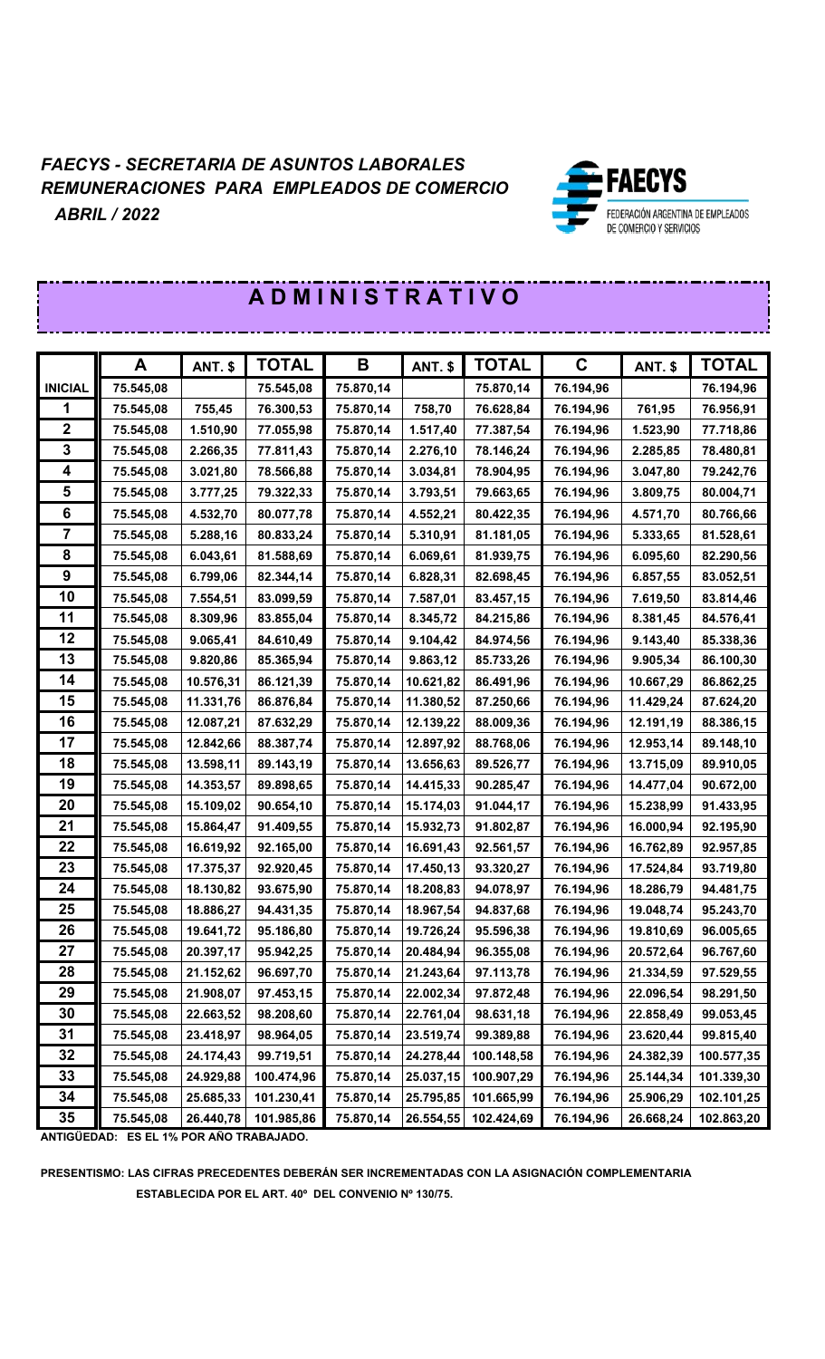*FAECYS - SECRETARIA DE ASUNTOS LABORALES*
*REMUNERACIONES PARA EMPLEADOS DE COMERCIO*
*ABRIL / 2022*

FAECYS
FEDERACIÓN ARGENTINA DE EMPLEADOS DE COMERCIO Y SERVICIOS

# A D M I N I S T R A T I V O

| | A | ANT. $ | TOTAL | B | ANT. $ | TOTAL | C | ANT. $ | TOTAL |
|---|---|---|---|---|---|---|---|---|---|
| INICIAL | 75.545,08 | | 75.545,08 | 75.870,14 | | 75.870,14 | 76.194,96 | | 76.194,96 |
| 1 | 75.545,08 | 755,45 | 76.300,53 | 75.870,14 | 758,70 | 76.628,84 | 76.194,96 | 761,95 | 76.956,91 |
| 2 | 75.545,08 | 1.510,90 | 77.055,98 | 75.870,14 | 1.517,40 | 77.387,54 | 76.194,96 | 1.523,90 | 77.718,86 |
| 3 | 75.545,08 | 2.266,35 | 77.811,43 | 75.870,14 | 2.276,10 | 78.146,24 | 76.194,96 | 2.285,85 | 78.480,81 |
| 4 | 75.545,08 | 3.021,80 | 78.566,88 | 75.870,14 | 3.034,81 | 78.904,95 | 76.194,96 | 3.047,80 | 79.242,76 |
| 5 | 75.545,08 | 3.777,25 | 79.322,33 | 75.870,14 | 3.793,51 | 79.663,65 | 76.194,96 | 3.809,75 | 80.004,71 |
| 6 | 75.545,08 | 4.532,70 | 80.077,78 | 75.870,14 | 4.552,21 | 80.422,35 | 76.194,96 | 4.571,70 | 80.766,66 |
| 7 | 75.545,08 | 5.288,16 | 80.833,24 | 75.870,14 | 5.310,91 | 81.181,05 | 76.194,96 | 5.333,65 | 81.528,61 |
| 8 | 75.545,08 | 6.043,61 | 81.588,69 | 75.870,14 | 6.069,61 | 81.939,75 | 76.194,96 | 6.095,60 | 82.290,56 |
| 9 | 75.545,08 | 6.799,06 | 82.344,14 | 75.870,14 | 6.828,31 | 82.698,45 | 76.194,96 | 6.857,55 | 83.052,51 |
| 10 | 75.545,08 | 7.554,51 | 83.099,59 | 75.870,14 | 7.587,01 | 83.457,15 | 76.194,96 | 7.619,50 | 83.814,46 |
| 11 | 75.545,08 | 8.309,96 | 83.855,04 | 75.870,14 | 8.345,72 | 84.215,86 | 76.194,96 | 8.381,45 | 84.576,41 |
| 12 | 75.545,08 | 9.065,41 | 84.610,49 | 75.870,14 | 9.104,42 | 84.974,56 | 76.194,96 | 9.143,40 | 85.338,36 |
| 13 | 75.545,08 | 9.820,86 | 85.365,94 | 75.870,14 | 9.863,12 | 85.733,26 | 76.194,96 | 9.905,34 | 86.100,30 |
| 14 | 75.545,08 | 10.576,31 | 86.121,39 | 75.870,14 | 10.621,82 | 86.491,96 | 76.194,96 | 10.667,29 | 86.862,25 |
| 15 | 75.545,08 | 11.331,76 | 86.876,84 | 75.870,14 | 11.380,52 | 87.250,66 | 76.194,96 | 11.429,24 | 87.624,20 |
| 16 | 75.545,08 | 12.087,21 | 87.632,29 | 75.870,14 | 12.139,22 | 88.009,36 | 76.194,96 | 12.191,19 | 88.386,15 |
| 17 | 75.545,08 | 12.842,66 | 88.387,74 | 75.870,14 | 12.897,92 | 88.768,06 | 76.194,96 | 12.953,14 | 89.148,10 |
| 18 | 75.545,08 | 13.598,11 | 89.143,19 | 75.870,14 | 13.656,63 | 89.526,77 | 76.194,96 | 13.715,09 | 89.910,05 |
| 19 | 75.545,08 | 14.353,57 | 89.898,65 | 75.870,14 | 14.415,33 | 90.285,47 | 76.194,96 | 14.477,04 | 90.672,00 |
| 20 | 75.545,08 | 15.109,02 | 90.654,10 | 75.870,14 | 15.174,03 | 91.044,17 | 76.194,96 | 15.238,99 | 91.433,95 |
| 21 | 75.545,08 | 15.864,47 | 91.409,55 | 75.870,14 | 15.932,73 | 91.802,87 | 76.194,96 | 16.000,94 | 92.195,90 |
| 22 | 75.545,08 | 16.619,92 | 92.165,00 | 75.870,14 | 16.691,43 | 92.561,57 | 76.194,96 | 16.762,89 | 92.957,85 |
| 23 | 75.545,08 | 17.375,37 | 92.920,45 | 75.870,14 | 17.450,13 | 93.320,27 | 76.194,96 | 17.524,84 | 93.719,80 |
| 24 | 75.545,08 | 18.130,82 | 93.675,90 | 75.870,14 | 18.208,83 | 94.078,97 | 76.194,96 | 18.286,79 | 94.481,75 |
| 25 | 75.545,08 | 18.886,27 | 94.431,35 | 75.870,14 | 18.967,54 | 94.837,68 | 76.194,96 | 19.048,74 | 95.243,70 |
| 26 | 75.545,08 | 19.641,72 | 95.186,80 | 75.870,14 | 19.726,24 | 95.596,38 | 76.194,96 | 19.810,69 | 96.005,65 |
| 27 | 75.545,08 | 20.397,17 | 95.942,25 | 75.870,14 | 20.484,94 | 96.355,08 | 76.194,96 | 20.572,64 | 96.767,60 |
| 28 | 75.545,08 | 21.152,62 | 96.697,70 | 75.870,14 | 21.243,64 | 97.113,78 | 76.194,96 | 21.334,59 | 97.529,55 |
| 29 | 75.545,08 | 21.908,07 | 97.453,15 | 75.870,14 | 22.002,34 | 97.872,48 | 76.194,96 | 22.096,54 | 98.291,50 |
| 30 | 75.545,08 | 22.663,52 | 98.208,60 | 75.870,14 | 22.761,04 | 98.631,18 | 76.194,96 | 22.858,49 | 99.053,45 |
| 31 | 75.545,08 | 23.418,97 | 98.964,05 | 75.870,14 | 23.519,74 | 99.389,88 | 76.194,96 | 23.620,44 | 99.815,40 |
| 32 | 75.545,08 | 24.174,43 | 99.719,51 | 75.870,14 | 24.278,44 | 100.148,58 | 76.194,96 | 24.382,39 | 100.577,35 |
| 33 | 75.545,08 | 24.929,88 | 100.474,96 | 75.870,14 | 25.037,15 | 100.907,29 | 76.194,96 | 25.144,34 | 101.339,30 |
| 34 | 75.545,08 | 25.685,33 | 101.230,41 | 75.870,14 | 25.795,85 | 101.665,99 | 76.194,96 | 25.906,29 | 102.101,25 |
| 35 | 75.545,08 | 26.440,78 | 101.985,86 | 75.870,14 | 26.554,55 | 102.424,69 | 76.194,96 | 26.668,24 | 102.863,20 |

**ANTIGÜEDAD: ES EL 1% POR AÑO TRABAJADO.**

**PRESENTISMO: LAS CIFRAS PRECEDENTES DEBERÁN SER INCREMENTADAS CON LA ASIGNACIÓN COMPLEMENTARIA ESTABLECIDA POR EL ART. 40º DEL CONVENIO Nº 130/75.**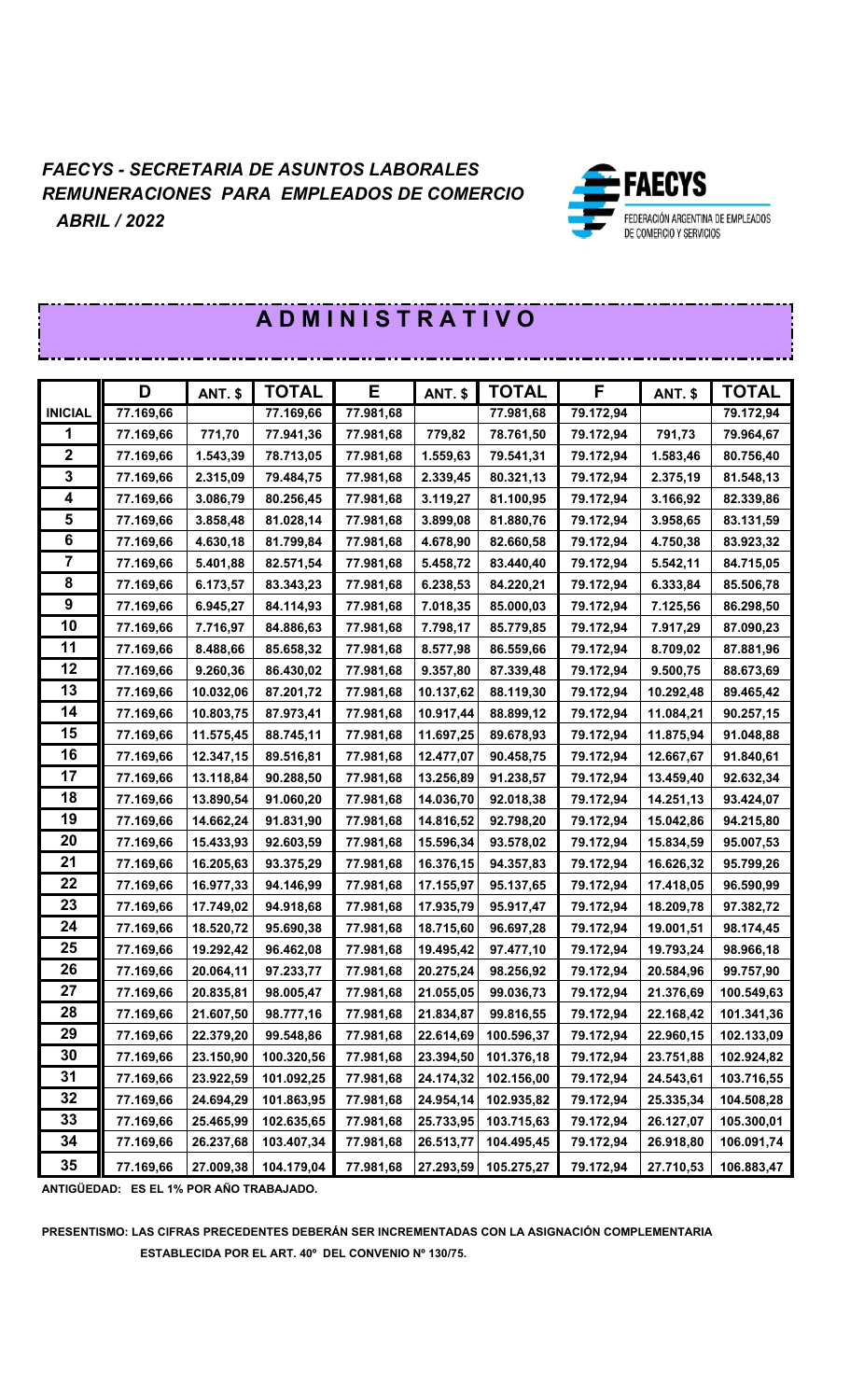## *FAECYS - SECRETARIA DE ASUNTOS LABORALES*
## *REMUNERACIONES PARA EMPLEADOS DE COMERCIO*
### *ABRIL / 2022*

FAECYS
FEDERACIÓN ARGENTINA DE EMPLEADOS DE COMERCIO Y SERVICIOS

# A D M I N I S T R A T I V O

| | D | ANT. $ | TOTAL | E | ANT. $ | TOTAL | F | ANT. $ | TOTAL |
|---|---|---|---|---|---|---|---|---|---|
| INICIAL | 77.169,66 | | 77.169,66 | 77.981,68 | | 77.981,68 | 79.172,94 | | 79.172,94 |
| 1 | 77.169,66 | 771,70 | 77.941,36 | 77.981,68 | 779,82 | 78.761,50 | 79.172,94 | 791,73 | 79.964,67 |
| 2 | 77.169,66 | 1.543,39 | 78.713,05 | 77.981,68 | 1.559,63 | 79.541,31 | 79.172,94 | 1.583,46 | 80.756,40 |
| 3 | 77.169,66 | 2.315,09 | 79.484,75 | 77.981,68 | 2.339,45 | 80.321,13 | 79.172,94 | 2.375,19 | 81.548,13 |
| 4 | 77.169,66 | 3.086,79 | 80.256,45 | 77.981,68 | 3.119,27 | 81.100,95 | 79.172,94 | 3.166,92 | 82.339,86 |
| 5 | 77.169,66 | 3.858,48 | 81.028,14 | 77.981,68 | 3.899,08 | 81.880,76 | 79.172,94 | 3.958,65 | 83.131,59 |
| 6 | 77.169,66 | 4.630,18 | 81.799,84 | 77.981,68 | 4.678,90 | 82.660,58 | 79.172,94 | 4.750,38 | 83.923,32 |
| 7 | 77.169,66 | 5.401,88 | 82.571,54 | 77.981,68 | 5.458,72 | 83.440,40 | 79.172,94 | 5.542,11 | 84.715,05 |
| 8 | 77.169,66 | 6.173,57 | 83.343,23 | 77.981,68 | 6.238,53 | 84.220,21 | 79.172,94 | 6.333,84 | 85.506,78 |
| 9 | 77.169,66 | 6.945,27 | 84.114,93 | 77.981,68 | 7.018,35 | 85.000,03 | 79.172,94 | 7.125,56 | 86.298,50 |
| 10 | 77.169,66 | 7.716,97 | 84.886,63 | 77.981,68 | 7.798,17 | 85.779,85 | 79.172,94 | 7.917,29 | 87.090,23 |
| 11 | 77.169,66 | 8.488,66 | 85.658,32 | 77.981,68 | 8.577,98 | 86.559,66 | 79.172,94 | 8.709,02 | 87.881,96 |
| 12 | 77.169,66 | 9.260,36 | 86.430,02 | 77.981,68 | 9.357,80 | 87.339,48 | 79.172,94 | 9.500,75 | 88.673,69 |
| 13 | 77.169,66 | 10.032,06 | 87.201,72 | 77.981,68 | 10.137,62 | 88.119,30 | 79.172,94 | 10.292,48 | 89.465,42 |
| 14 | 77.169,66 | 10.803,75 | 87.973,41 | 77.981,68 | 10.917,44 | 88.899,12 | 79.172,94 | 11.084,21 | 90.257,15 |
| 15 | 77.169,66 | 11.575,45 | 88.745,11 | 77.981,68 | 11.697,25 | 89.678,93 | 79.172,94 | 11.875,94 | 91.048,88 |
| 16 | 77.169,66 | 12.347,15 | 89.516,81 | 77.981,68 | 12.477,07 | 90.458,75 | 79.172,94 | 12.667,67 | 91.840,61 |
| 17 | 77.169,66 | 13.118,84 | 90.288,50 | 77.981,68 | 13.256,89 | 91.238,57 | 79.172,94 | 13.459,40 | 92.632,34 |
| 18 | 77.169,66 | 13.890,54 | 91.060,20 | 77.981,68 | 14.036,70 | 92.018,38 | 79.172,94 | 14.251,13 | 93.424,07 |
| 19 | 77.169,66 | 14.662,24 | 91.831,90 | 77.981,68 | 14.816,52 | 92.798,20 | 79.172,94 | 15.042,86 | 94.215,80 |
| 20 | 77.169,66 | 15.433,93 | 92.603,59 | 77.981,68 | 15.596,34 | 93.578,02 | 79.172,94 | 15.834,59 | 95.007,53 |
| 21 | 77.169,66 | 16.205,63 | 93.375,29 | 77.981,68 | 16.376,15 | 94.357,83 | 79.172,94 | 16.626,32 | 95.799,26 |
| 22 | 77.169,66 | 16.977,33 | 94.146,99 | 77.981,68 | 17.155,97 | 95.137,65 | 79.172,94 | 17.418,05 | 96.590,99 |
| 23 | 77.169,66 | 17.749,02 | 94.918,68 | 77.981,68 | 17.935,79 | 95.917,47 | 79.172,94 | 18.209,78 | 97.382,72 |
| 24 | 77.169,66 | 18.520,72 | 95.690,38 | 77.981,68 | 18.715,60 | 96.697,28 | 79.172,94 | 19.001,51 | 98.174,45 |
| 25 | 77.169,66 | 19.292,42 | 96.462,08 | 77.981,68 | 19.495,42 | 97.477,10 | 79.172,94 | 19.793,24 | 98.966,18 |
| 26 | 77.169,66 | 20.064,11 | 97.233,77 | 77.981,68 | 20.275,24 | 98.256,92 | 79.172,94 | 20.584,96 | 99.757,90 |
| 27 | 77.169,66 | 20.835,81 | 98.005,47 | 77.981,68 | 21.055,05 | 99.036,73 | 79.172,94 | 21.376,69 | 100.549,63 |
| 28 | 77.169,66 | 21.607,50 | 98.777,16 | 77.981,68 | 21.834,87 | 99.816,55 | 79.172,94 | 22.168,42 | 101.341,36 |
| 29 | 77.169,66 | 22.379,20 | 99.548,86 | 77.981,68 | 22.614,69 | 100.596,37 | 79.172,94 | 22.960,15 | 102.133,09 |
| 30 | 77.169,66 | 23.150,90 | 100.320,56 | 77.981,68 | 23.394,50 | 101.376,18 | 79.172,94 | 23.751,88 | 102.924,82 |
| 31 | 77.169,66 | 23.922,59 | 101.092,25 | 77.981,68 | 24.174,32 | 102.156,00 | 79.172,94 | 24.543,61 | 103.716,55 |
| 32 | 77.169,66 | 24.694,29 | 101.863,95 | 77.981,68 | 24.954,14 | 102.935,82 | 79.172,94 | 25.335,34 | 104.508,28 |
| 33 | 77.169,66 | 25.465,99 | 102.635,65 | 77.981,68 | 25.733,95 | 103.715,63 | 79.172,94 | 26.127,07 | 105.300,01 |
| 34 | 77.169,66 | 26.237,68 | 103.407,34 | 77.981,68 | 26.513,77 | 104.495,45 | 79.172,94 | 26.918,80 | 106.091,74 |
| 35 | 77.169,66 | 27.009,38 | 104.179,04 | 77.981,68 | 27.293,59 | 105.275,27 | 79.172,94 | 27.710,53 | 106.883,47 |

**ANTIGÜEDAD: ES EL 1% POR AÑO TRABAJADO.**

**PRESENTISMO: LAS CIFRAS PRECEDENTES DEBERÁN SER INCREMENTADAS CON LA ASIGNACIÓN COMPLEMENTARIA ESTABLECIDA POR EL ART. 40º DEL CONVENIO Nº 130/75.**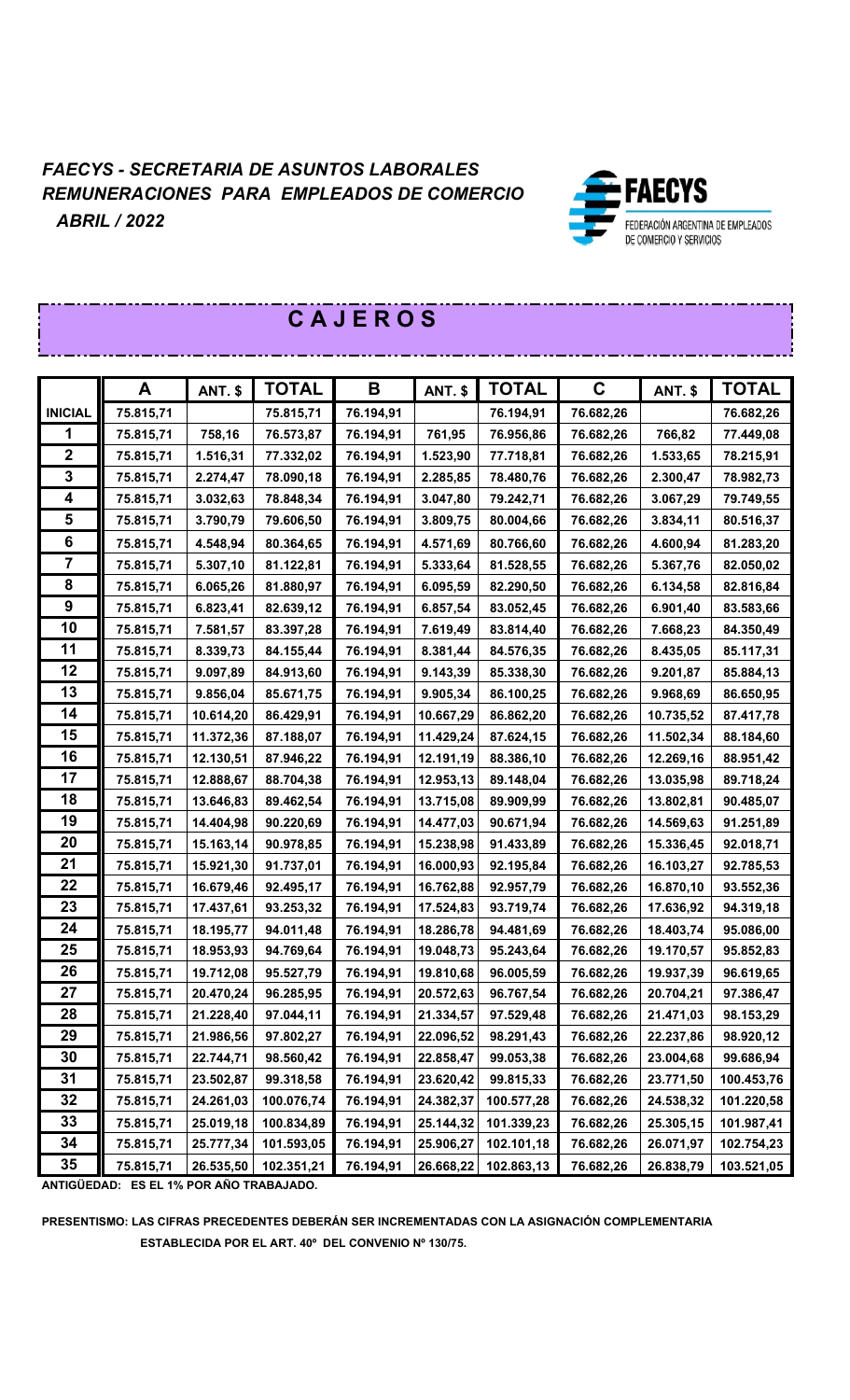*FAECYS - SECRETARIA DE ASUNTOS LABORALES*
*REMUNERACIONES PARA EMPLEADOS DE COMERCIO*
*ABRIL / 2022*

FAECYS
FEDERACIÓN ARGENTINA DE EMPLEADOS DE COMERCIO Y SERVICIOS

## C A J E R O S

| | A | ANT. $ | TOTAL | B | ANT. $ | TOTAL | C | ANT. $ | TOTAL |
|---|---|---|---|---|---|---|---|---|---|
| INICIAL | 75.815,71 | | 75.815,71 | 76.194,91 | | 76.194,91 | 76.682,26 | | 76.682,26 |
| 1 | 75.815,71 | 758,16 | 76.573,87 | 76.194,91 | 761,95 | 76.956,86 | 76.682,26 | 766,82 | 77.449,08 |
| 2 | 75.815,71 | 1.516,31 | 77.332,02 | 76.194,91 | 1.523,90 | 77.718,81 | 76.682,26 | 1.533,65 | 78.215,91 |
| 3 | 75.815,71 | 2.274,47 | 78.090,18 | 76.194,91 | 2.285,85 | 78.480,76 | 76.682,26 | 2.300,47 | 78.982,73 |
| 4 | 75.815,71 | 3.032,63 | 78.848,34 | 76.194,91 | 3.047,80 | 79.242,71 | 76.682,26 | 3.067,29 | 79.749,55 |
| 5 | 75.815,71 | 3.790,79 | 79.606,50 | 76.194,91 | 3.809,75 | 80.004,66 | 76.682,26 | 3.834,11 | 80.516,37 |
| 6 | 75.815,71 | 4.548,94 | 80.364,65 | 76.194,91 | 4.571,69 | 80.766,60 | 76.682,26 | 4.600,94 | 81.283,20 |
| 7 | 75.815,71 | 5.307,10 | 81.122,81 | 76.194,91 | 5.333,64 | 81.528,55 | 76.682,26 | 5.367,76 | 82.050,02 |
| 8 | 75.815,71 | 6.065,26 | 81.880,97 | 76.194,91 | 6.095,59 | 82.290,50 | 76.682,26 | 6.134,58 | 82.816,84 |
| 9 | 75.815,71 | 6.823,41 | 82.639,12 | 76.194,91 | 6.857,54 | 83.052,45 | 76.682,26 | 6.901,40 | 83.583,66 |
| 10 | 75.815,71 | 7.581,57 | 83.397,28 | 76.194,91 | 7.619,49 | 83.814,40 | 76.682,26 | 7.668,23 | 84.350,49 |
| 11 | 75.815,71 | 8.339,73 | 84.155,44 | 76.194,91 | 8.381,44 | 84.576,35 | 76.682,26 | 8.435,05 | 85.117,31 |
| 12 | 75.815,71 | 9.097,89 | 84.913,60 | 76.194,91 | 9.143,39 | 85.338,30 | 76.682,26 | 9.201,87 | 85.884,13 |
| 13 | 75.815,71 | 9.856,04 | 85.671,75 | 76.194,91 | 9.905,34 | 86.100,25 | 76.682,26 | 9.968,69 | 86.650,95 |
| 14 | 75.815,71 | 10.614,20 | 86.429,91 | 76.194,91 | 10.667,29 | 86.862,20 | 76.682,26 | 10.735,52 | 87.417,78 |
| 15 | 75.815,71 | 11.372,36 | 87.188,07 | 76.194,91 | 11.429,24 | 87.624,15 | 76.682,26 | 11.502,34 | 88.184,60 |
| 16 | 75.815,71 | 12.130,51 | 87.946,22 | 76.194,91 | 12.191,19 | 88.386,10 | 76.682,26 | 12.269,16 | 88.951,42 |
| 17 | 75.815,71 | 12.888,67 | 88.704,38 | 76.194,91 | 12.953,13 | 89.148,04 | 76.682,26 | 13.035,98 | 89.718,24 |
| 18 | 75.815,71 | 13.646,83 | 89.462,54 | 76.194,91 | 13.715,08 | 89.909,99 | 76.682,26 | 13.802,81 | 90.485,07 |
| 19 | 75.815,71 | 14.404,98 | 90.220,69 | 76.194,91 | 14.477,03 | 90.671,94 | 76.682,26 | 14.569,63 | 91.251,89 |
| 20 | 75.815,71 | 15.163,14 | 90.978,85 | 76.194,91 | 15.238,98 | 91.433,89 | 76.682,26 | 15.336,45 | 92.018,71 |
| 21 | 75.815,71 | 15.921,30 | 91.737,01 | 76.194,91 | 16.000,93 | 92.195,84 | 76.682,26 | 16.103,27 | 92.785,53 |
| 22 | 75.815,71 | 16.679,46 | 92.495,17 | 76.194,91 | 16.762,88 | 92.957,79 | 76.682,26 | 16.870,10 | 93.552,36 |
| 23 | 75.815,71 | 17.437,61 | 93.253,32 | 76.194,91 | 17.524,83 | 93.719,74 | 76.682,26 | 17.636,92 | 94.319,18 |
| 24 | 75.815,71 | 18.195,77 | 94.011,48 | 76.194,91 | 18.286,78 | 94.481,69 | 76.682,26 | 18.403,74 | 95.086,00 |
| 25 | 75.815,71 | 18.953,93 | 94.769,64 | 76.194,91 | 19.048,73 | 95.243,64 | 76.682,26 | 19.170,57 | 95.852,83 |
| 26 | 75.815,71 | 19.712,08 | 95.527,79 | 76.194,91 | 19.810,68 | 96.005,59 | 76.682,26 | 19.937,39 | 96.619,65 |
| 27 | 75.815,71 | 20.470,24 | 96.285,95 | 76.194,91 | 20.572,63 | 96.767,54 | 76.682,26 | 20.704,21 | 97.386,47 |
| 28 | 75.815,71 | 21.228,40 | 97.044,11 | 76.194,91 | 21.334,57 | 97.529,48 | 76.682,26 | 21.471,03 | 98.153,29 |
| 29 | 75.815,71 | 21.986,56 | 97.802,27 | 76.194,91 | 22.096,52 | 98.291,43 | 76.682,26 | 22.237,86 | 98.920,12 |
| 30 | 75.815,71 | 22.744,71 | 98.560,42 | 76.194,91 | 22.858,47 | 99.053,38 | 76.682,26 | 23.004,68 | 99.686,94 |
| 31 | 75.815,71 | 23.502,87 | 99.318,58 | 76.194,91 | 23.620,42 | 99.815,33 | 76.682,26 | 23.771,50 | 100.453,76 |
| 32 | 75.815,71 | 24.261,03 | 100.076,74 | 76.194,91 | 24.382,37 | 100.577,28 | 76.682,26 | 24.538,32 | 101.220,58 |
| 33 | 75.815,71 | 25.019,18 | 100.834,89 | 76.194,91 | 25.144,32 | 101.339,23 | 76.682,26 | 25.305,15 | 101.987,41 |
| 34 | 75.815,71 | 25.777,34 | 101.593,05 | 76.194,91 | 25.906,27 | 102.101,18 | 76.682,26 | 26.071,97 | 102.754,23 |
| 35 | 75.815,71 | 26.535,50 | 102.351,21 | 76.194,91 | 26.668,22 | 102.863,13 | 76.682,26 | 26.838,79 | 103.521,05 |

**ANTIGÜEDAD: ES EL 1% POR AÑO TRABAJADO.**

**PRESENTISMO: LAS CIFRAS PRECEDENTES DEBERÁN SER INCREMENTADAS CON LA ASIGNACIÓN COMPLEMENTARIA ESTABLECIDA POR EL ART. 40º DEL CONVENIO Nº 130/75.**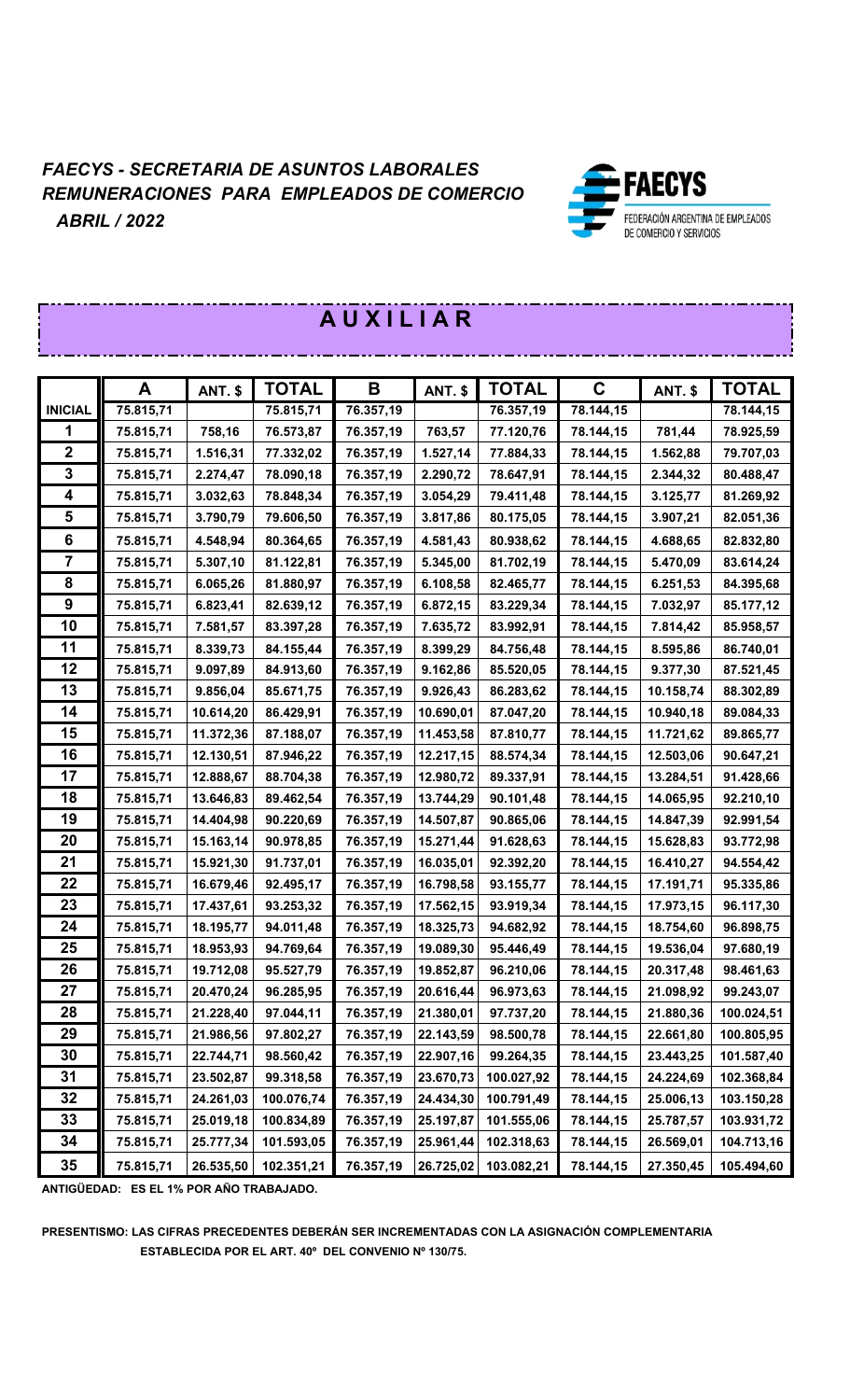# *FAECYS - SECRETARIA DE ASUNTOS LABORALES*
## *REMUNERACIONES PARA EMPLEADOS DE COMERCIO*
### *ABRIL / 2022*

FAECYS
FEDERACIÓN ARGENTINA DE EMPLEADOS DE COMERCIO Y SERVICIOS

## A U X I L I A R

| | A | ANT. $ | TOTAL | B | ANT. $ | TOTAL | C | ANT. $ | TOTAL |
|---|---|---|---|---|---|---|---|---|---|
| INICIAL | 75.815,71 | | 75.815,71 | 76.357,19 | | 76.357,19 | 78.144,15 | | 78.144,15 |
| 1 | 75.815,71 | 758,16 | 76.573,87 | 76.357,19 | 763,57 | 77.120,76 | 78.144,15 | 781,44 | 78.925,59 |
| 2 | 75.815,71 | 1.516,31 | 77.332,02 | 76.357,19 | 1.527,14 | 77.884,33 | 78.144,15 | 1.562,88 | 79.707,03 |
| 3 | 75.815,71 | 2.274,47 | 78.090,18 | 76.357,19 | 2.290,72 | 78.647,91 | 78.144,15 | 2.344,32 | 80.488,47 |
| 4 | 75.815,71 | 3.032,63 | 78.848,34 | 76.357,19 | 3.054,29 | 79.411,48 | 78.144,15 | 3.125,77 | 81.269,92 |
| 5 | 75.815,71 | 3.790,79 | 79.606,50 | 76.357,19 | 3.817,86 | 80.175,05 | 78.144,15 | 3.907,21 | 82.051,36 |
| 6 | 75.815,71 | 4.548,94 | 80.364,65 | 76.357,19 | 4.581,43 | 80.938,62 | 78.144,15 | 4.688,65 | 82.832,80 |
| 7 | 75.815,71 | 5.307,10 | 81.122,81 | 76.357,19 | 5.345,00 | 81.702,19 | 78.144,15 | 5.470,09 | 83.614,24 |
| 8 | 75.815,71 | 6.065,26 | 81.880,97 | 76.357,19 | 6.108,58 | 82.465,77 | 78.144,15 | 6.251,53 | 84.395,68 |
| 9 | 75.815,71 | 6.823,41 | 82.639,12 | 76.357,19 | 6.872,15 | 83.229,34 | 78.144,15 | 7.032,97 | 85.177,12 |
| 10 | 75.815,71 | 7.581,57 | 83.397,28 | 76.357,19 | 7.635,72 | 83.992,91 | 78.144,15 | 7.814,42 | 85.958,57 |
| 11 | 75.815,71 | 8.339,73 | 84.155,44 | 76.357,19 | 8.399,29 | 84.756,48 | 78.144,15 | 8.595,86 | 86.740,01 |
| 12 | 75.815,71 | 9.097,89 | 84.913,60 | 76.357,19 | 9.162,86 | 85.520,05 | 78.144,15 | 9.377,30 | 87.521,45 |
| 13 | 75.815,71 | 9.856,04 | 85.671,75 | 76.357,19 | 9.926,43 | 86.283,62 | 78.144,15 | 10.158,74 | 88.302,89 |
| 14 | 75.815,71 | 10.614,20 | 86.429,91 | 76.357,19 | 10.690,01 | 87.047,20 | 78.144,15 | 10.940,18 | 89.084,33 |
| 15 | 75.815,71 | 11.372,36 | 87.188,07 | 76.357,19 | 11.453,58 | 87.810,77 | 78.144,15 | 11.721,62 | 89.865,77 |
| 16 | 75.815,71 | 12.130,51 | 87.946,22 | 76.357,19 | 12.217,15 | 88.574,34 | 78.144,15 | 12.503,06 | 90.647,21 |
| 17 | 75.815,71 | 12.888,67 | 88.704,38 | 76.357,19 | 12.980,72 | 89.337,91 | 78.144,15 | 13.284,51 | 91.428,66 |
| 18 | 75.815,71 | 13.646,83 | 89.462,54 | 76.357,19 | 13.744,29 | 90.101,48 | 78.144,15 | 14.065,95 | 92.210,10 |
| 19 | 75.815,71 | 14.404,98 | 90.220,69 | 76.357,19 | 14.507,87 | 90.865,06 | 78.144,15 | 14.847,39 | 92.991,54 |
| 20 | 75.815,71 | 15.163,14 | 90.978,85 | 76.357,19 | 15.271,44 | 91.628,63 | 78.144,15 | 15.628,83 | 93.772,98 |
| 21 | 75.815,71 | 15.921,30 | 91.737,01 | 76.357,19 | 16.035,01 | 92.392,20 | 78.144,15 | 16.410,27 | 94.554,42 |
| 22 | 75.815,71 | 16.679,46 | 92.495,17 | 76.357,19 | 16.798,58 | 93.155,77 | 78.144,15 | 17.191,71 | 95.335,86 |
| 23 | 75.815,71 | 17.437,61 | 93.253,32 | 76.357,19 | 17.562,15 | 93.919,34 | 78.144,15 | 17.973,15 | 96.117,30 |
| 24 | 75.815,71 | 18.195,77 | 94.011,48 | 76.357,19 | 18.325,73 | 94.682,92 | 78.144,15 | 18.754,60 | 96.898,75 |
| 25 | 75.815,71 | 18.953,93 | 94.769,64 | 76.357,19 | 19.089,30 | 95.446,49 | 78.144,15 | 19.536,04 | 97.680,19 |
| 26 | 75.815,71 | 19.712,08 | 95.527,79 | 76.357,19 | 19.852,87 | 96.210,06 | 78.144,15 | 20.317,48 | 98.461,63 |
| 27 | 75.815,71 | 20.470,24 | 96.285,95 | 76.357,19 | 20.616,44 | 96.973,63 | 78.144,15 | 21.098,92 | 99.243,07 |
| 28 | 75.815,71 | 21.228,40 | 97.044,11 | 76.357,19 | 21.380,01 | 97.737,20 | 78.144,15 | 21.880,36 | 100.024,51 |
| 29 | 75.815,71 | 21.986,56 | 97.802,27 | 76.357,19 | 22.143,59 | 98.500,78 | 78.144,15 | 22.661,80 | 100.805,95 |
| 30 | 75.815,71 | 22.744,71 | 98.560,42 | 76.357,19 | 22.907,16 | 99.264,35 | 78.144,15 | 23.443,25 | 101.587,40 |
| 31 | 75.815,71 | 23.502,87 | 99.318,58 | 76.357,19 | 23.670,73 | 100.027,92 | 78.144,15 | 24.224,69 | 102.368,84 |
| 32 | 75.815,71 | 24.261,03 | 100.076,74 | 76.357,19 | 24.434,30 | 100.791,49 | 78.144,15 | 25.006,13 | 103.150,28 |
| 33 | 75.815,71 | 25.019,18 | 100.834,89 | 76.357,19 | 25.197,87 | 101.555,06 | 78.144,15 | 25.787,57 | 103.931,72 |
| 34 | 75.815,71 | 25.777,34 | 101.593,05 | 76.357,19 | 25.961,44 | 102.318,63 | 78.144,15 | 26.569,01 | 104.713,16 |
| 35 | 75.815,71 | 26.535,50 | 102.351,21 | 76.357,19 | 26.725,02 | 103.082,21 | 78.144,15 | 27.350,45 | 105.494,60 |

**ANTIGÜEDAD: ES EL 1% POR AÑO TRABAJADO.**

**PRESENTISMO: LAS CIFRAS PRECEDENTES DEBERÁN SER INCREMENTADAS CON LA ASIGNACIÓN COMPLEMENTARIA ESTABLECIDA POR EL ART. 40º DEL CONVENIO Nº 130/75.**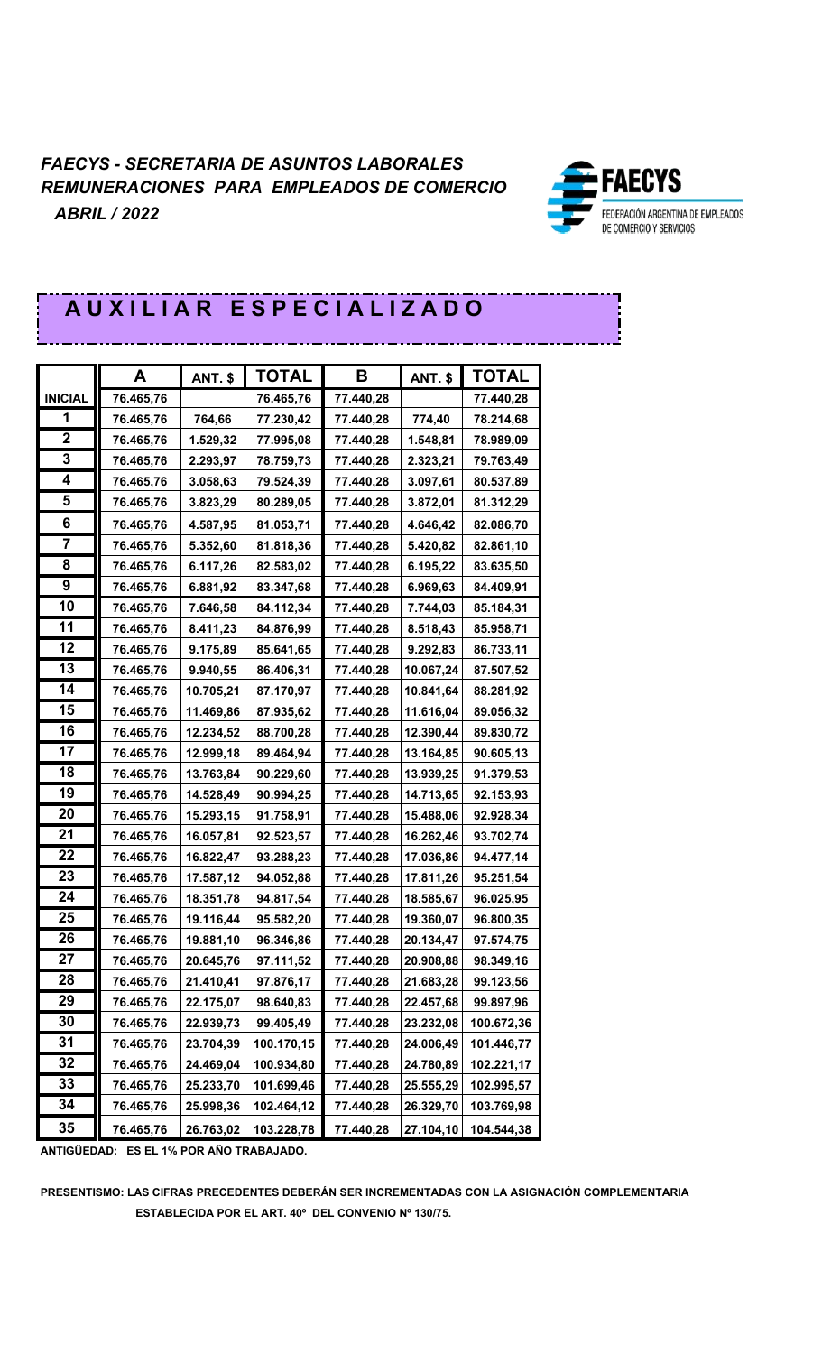*FAECYS - SECRETARIA DE ASUNTOS LABORALES*
*REMUNERACIONES PARA EMPLEADOS DE COMERCIO*
*ABRIL / 2022*

FAECYS
FEDERACIÓN ARGENTINA DE EMPLEADOS DE COMERCIO Y SERVICIOS

## A U X I L I A R E S P E C I A L I Z A D O

| | A | ANT. $ | TOTAL | B | ANT. $ | TOTAL |
|---|---|---|---|---|---|---|
| **INICIAL** | 76.465,76 | | 76.465,76 | 77.440,28 | | 77.440,28 |
| **1** | 76.465,76 | 764,66 | 77.230,42 | 77.440,28 | 774,40 | 78.214,68 |
| **2** | 76.465,76 | 1.529,32 | 77.995,08 | 77.440,28 | 1.548,81 | 78.989,09 |
| **3** | 76.465,76 | 2.293,97 | 78.759,73 | 77.440,28 | 2.323,21 | 79.763,49 |
| **4** | 76.465,76 | 3.058,63 | 79.524,39 | 77.440,28 | 3.097,61 | 80.537,89 |
| **5** | 76.465,76 | 3.823,29 | 80.289,05 | 77.440,28 | 3.872,01 | 81.312,29 |
| **6** | 76.465,76 | 4.587,95 | 81.053,71 | 77.440,28 | 4.646,42 | 82.086,70 |
| **7** | 76.465,76 | 5.352,60 | 81.818,36 | 77.440,28 | 5.420,82 | 82.861,10 |
| **8** | 76.465,76 | 6.117,26 | 82.583,02 | 77.440,28 | 6.195,22 | 83.635,50 |
| **9** | 76.465,76 | 6.881,92 | 83.347,68 | 77.440,28 | 6.969,63 | 84.409,91 |
| **10** | 76.465,76 | 7.646,58 | 84.112,34 | 77.440,28 | 7.744,03 | 85.184,31 |
| **11** | 76.465,76 | 8.411,23 | 84.876,99 | 77.440,28 | 8.518,43 | 85.958,71 |
| **12** | 76.465,76 | 9.175,89 | 85.641,65 | 77.440,28 | 9.292,83 | 86.733,11 |
| **13** | 76.465,76 | 9.940,55 | 86.406,31 | 77.440,28 | 10.067,24 | 87.507,52 |
| **14** | 76.465,76 | 10.705,21 | 87.170,97 | 77.440,28 | 10.841,64 | 88.281,92 |
| **15** | 76.465,76 | 11.469,86 | 87.935,62 | 77.440,28 | 11.616,04 | 89.056,32 |
| **16** | 76.465,76 | 12.234,52 | 88.700,28 | 77.440,28 | 12.390,44 | 89.830,72 |
| **17** | 76.465,76 | 12.999,18 | 89.464,94 | 77.440,28 | 13.164,85 | 90.605,13 |
| **18** | 76.465,76 | 13.763,84 | 90.229,60 | 77.440,28 | 13.939,25 | 91.379,53 |
| **19** | 76.465,76 | 14.528,49 | 90.994,25 | 77.440,28 | 14.713,65 | 92.153,93 |
| **20** | 76.465,76 | 15.293,15 | 91.758,91 | 77.440,28 | 15.488,06 | 92.928,34 |
| **21** | 76.465,76 | 16.057,81 | 92.523,57 | 77.440,28 | 16.262,46 | 93.702,74 |
| **22** | 76.465,76 | 16.822,47 | 93.288,23 | 77.440,28 | 17.036,86 | 94.477,14 |
| **23** | 76.465,76 | 17.587,12 | 94.052,88 | 77.440,28 | 17.811,26 | 95.251,54 |
| **24** | 76.465,76 | 18.351,78 | 94.817,54 | 77.440,28 | 18.585,67 | 96.025,95 |
| **25** | 76.465,76 | 19.116,44 | 95.582,20 | 77.440,28 | 19.360,07 | 96.800,35 |
| **26** | 76.465,76 | 19.881,10 | 96.346,86 | 77.440,28 | 20.134,47 | 97.574,75 |
| **27** | 76.465,76 | 20.645,76 | 97.111,52 | 77.440,28 | 20.908,88 | 98.349,16 |
| **28** | 76.465,76 | 21.410,41 | 97.876,17 | 77.440,28 | 21.683,28 | 99.123,56 |
| **29** | 76.465,76 | 22.175,07 | 98.640,83 | 77.440,28 | 22.457,68 | 99.897,96 |
| **30** | 76.465,76 | 22.939,73 | 99.405,49 | 77.440,28 | 23.232,08 | 100.672,36 |
| **31** | 76.465,76 | 23.704,39 | 100.170,15 | 77.440,28 | 24.006,49 | 101.446,77 |
| **32** | 76.465,76 | 24.469,04 | 100.934,80 | 77.440,28 | 24.780,89 | 102.221,17 |
| **33** | 76.465,76 | 25.233,70 | 101.699,46 | 77.440,28 | 25.555,29 | 102.995,57 |
| **34** | 76.465,76 | 25.998,36 | 102.464,12 | 77.440,28 | 26.329,70 | 103.769,98 |
| **35** | 76.465,76 | 26.763,02 | 103.228,78 | 77.440,28 | 27.104,10 | 104.544,38 |

**ANTIGÜEDAD: ES EL 1% POR AÑO TRABAJADO.**

**PRESENTISMO: LAS CIFRAS PRECEDENTES DEBERÁN SER INCREMENTADAS CON LA ASIGNACIÓN COMPLEMENTARIA ESTABLECIDA POR EL ART. 40º DEL CONVENIO Nº 130/75.**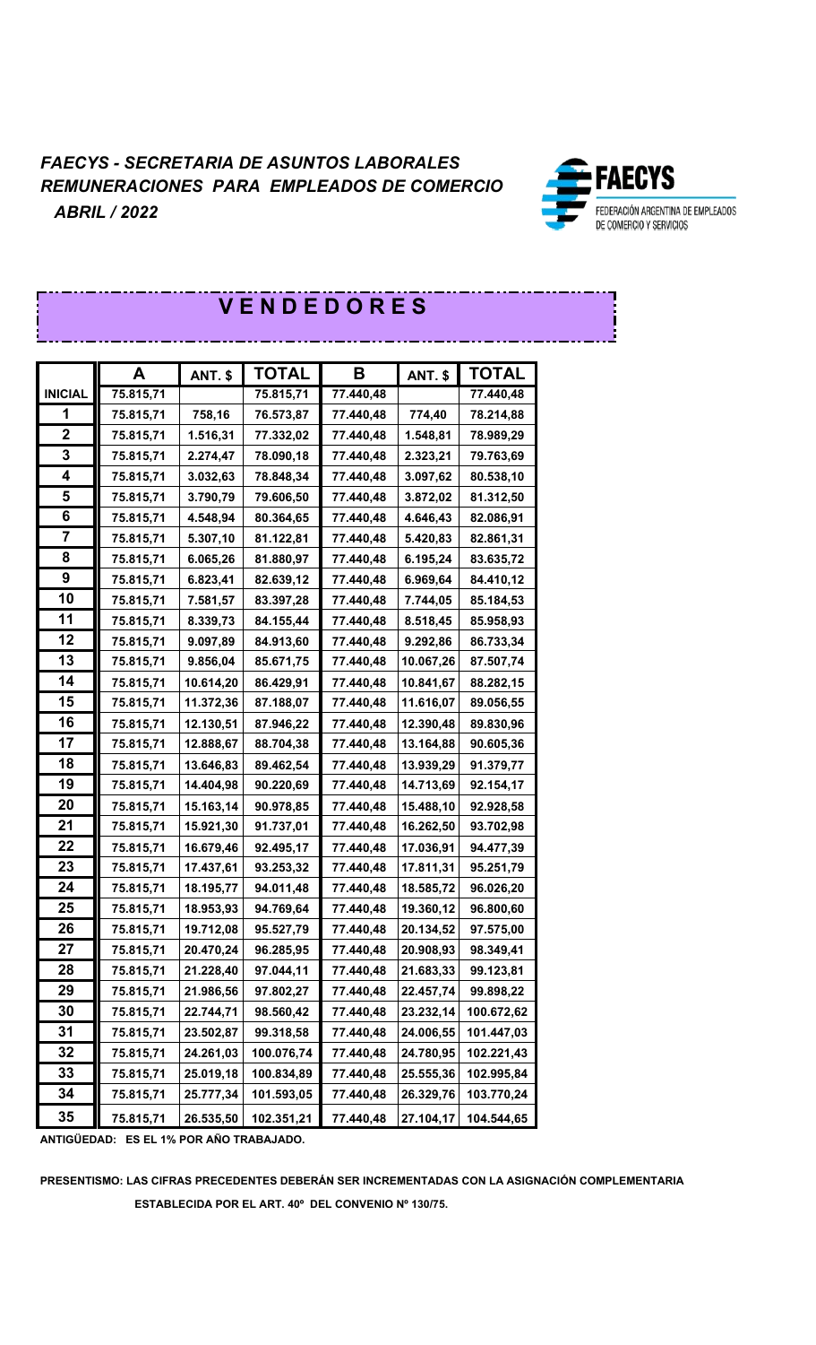*FAECYS - SECRETARIA DE ASUNTOS LABORALES*
*REMUNERACIONES PARA EMPLEADOS DE COMERCIO*
*ABRIL / 2022*

FAECYS
FEDERACIÓN ARGENTINA DE EMPLEADOS DE COMERCIO Y SERVICIOS

# V E N D E D O R E S

| | A | ANT. $ | TOTAL | B | ANT. $ | TOTAL |
|---|---|---|---|---|---|---|
| INICIAL | 75.815,71 | | 75.815,71 | 77.440,48 | | 77.440,48 |
| 1 | 75.815,71 | 758,16 | 76.573,87 | 77.440,48 | 774,40 | 78.214,88 |
| 2 | 75.815,71 | 1.516,31 | 77.332,02 | 77.440,48 | 1.548,81 | 78.989,29 |
| 3 | 75.815,71 | 2.274,47 | 78.090,18 | 77.440,48 | 2.323,21 | 79.763,69 |
| 4 | 75.815,71 | 3.032,63 | 78.848,34 | 77.440,48 | 3.097,62 | 80.538,10 |
| 5 | 75.815,71 | 3.790,79 | 79.606,50 | 77.440,48 | 3.872,02 | 81.312,50 |
| 6 | 75.815,71 | 4.548,94 | 80.364,65 | 77.440,48 | 4.646,43 | 82.086,91 |
| 7 | 75.815,71 | 5.307,10 | 81.122,81 | 77.440,48 | 5.420,83 | 82.861,31 |
| 8 | 75.815,71 | 6.065,26 | 81.880,97 | 77.440,48 | 6.195,24 | 83.635,72 |
| 9 | 75.815,71 | 6.823,41 | 82.639,12 | 77.440,48 | 6.969,64 | 84.410,12 |
| 10 | 75.815,71 | 7.581,57 | 83.397,28 | 77.440,48 | 7.744,05 | 85.184,53 |
| 11 | 75.815,71 | 8.339,73 | 84.155,44 | 77.440,48 | 8.518,45 | 85.958,93 |
| 12 | 75.815,71 | 9.097,89 | 84.913,60 | 77.440,48 | 9.292,86 | 86.733,34 |
| 13 | 75.815,71 | 9.856,04 | 85.671,75 | 77.440,48 | 10.067,26 | 87.507,74 |
| 14 | 75.815,71 | 10.614,20 | 86.429,91 | 77.440,48 | 10.841,67 | 88.282,15 |
| 15 | 75.815,71 | 11.372,36 | 87.188,07 | 77.440,48 | 11.616,07 | 89.056,55 |
| 16 | 75.815,71 | 12.130,51 | 87.946,22 | 77.440,48 | 12.390,48 | 89.830,96 |
| 17 | 75.815,71 | 12.888,67 | 88.704,38 | 77.440,48 | 13.164,88 | 90.605,36 |
| 18 | 75.815,71 | 13.646,83 | 89.462,54 | 77.440,48 | 13.939,29 | 91.379,77 |
| 19 | 75.815,71 | 14.404,98 | 90.220,69 | 77.440,48 | 14.713,69 | 92.154,17 |
| 20 | 75.815,71 | 15.163,14 | 90.978,85 | 77.440,48 | 15.488,10 | 92.928,58 |
| 21 | 75.815,71 | 15.921,30 | 91.737,01 | 77.440,48 | 16.262,50 | 93.702,98 |
| 22 | 75.815,71 | 16.679,46 | 92.495,17 | 77.440,48 | 17.036,91 | 94.477,39 |
| 23 | 75.815,71 | 17.437,61 | 93.253,32 | 77.440,48 | 17.811,31 | 95.251,79 |
| 24 | 75.815,71 | 18.195,77 | 94.011,48 | 77.440,48 | 18.585,72 | 96.026,20 |
| 25 | 75.815,71 | 18.953,93 | 94.769,64 | 77.440,48 | 19.360,12 | 96.800,60 |
| 26 | 75.815,71 | 19.712,08 | 95.527,79 | 77.440,48 | 20.134,52 | 97.575,00 |
| 27 | 75.815,71 | 20.470,24 | 96.285,95 | 77.440,48 | 20.908,93 | 98.349,41 |
| 28 | 75.815,71 | 21.228,40 | 97.044,11 | 77.440,48 | 21.683,33 | 99.123,81 |
| 29 | 75.815,71 | 21.986,56 | 97.802,27 | 77.440,48 | 22.457,74 | 99.898,22 |
| 30 | 75.815,71 | 22.744,71 | 98.560,42 | 77.440,48 | 23.232,14 | 100.672,62 |
| 31 | 75.815,71 | 23.502,87 | 99.318,58 | 77.440,48 | 24.006,55 | 101.447,03 |
| 32 | 75.815,71 | 24.261,03 | 100.076,74 | 77.440,48 | 24.780,95 | 102.221,43 |
| 33 | 75.815,71 | 25.019,18 | 100.834,89 | 77.440,48 | 25.555,36 | 102.995,84 |
| 34 | 75.815,71 | 25.777,34 | 101.593,05 | 77.440,48 | 26.329,76 | 103.770,24 |
| 35 | 75.815,71 | 26.535,50 | 102.351,21 | 77.440,48 | 27.104,17 | 104.544,65 |

**ANTIGÜEDAD: ES EL 1% POR AÑO TRABAJADO.**

**PRESENTISMO: LAS CIFRAS PRECEDENTES DEBERÁN SER INCREMENTADAS CON LA ASIGNACIÓN COMPLEMENTARIA ESTABLECIDA POR EL ART. 40º DEL CONVENIO Nº 130/75.**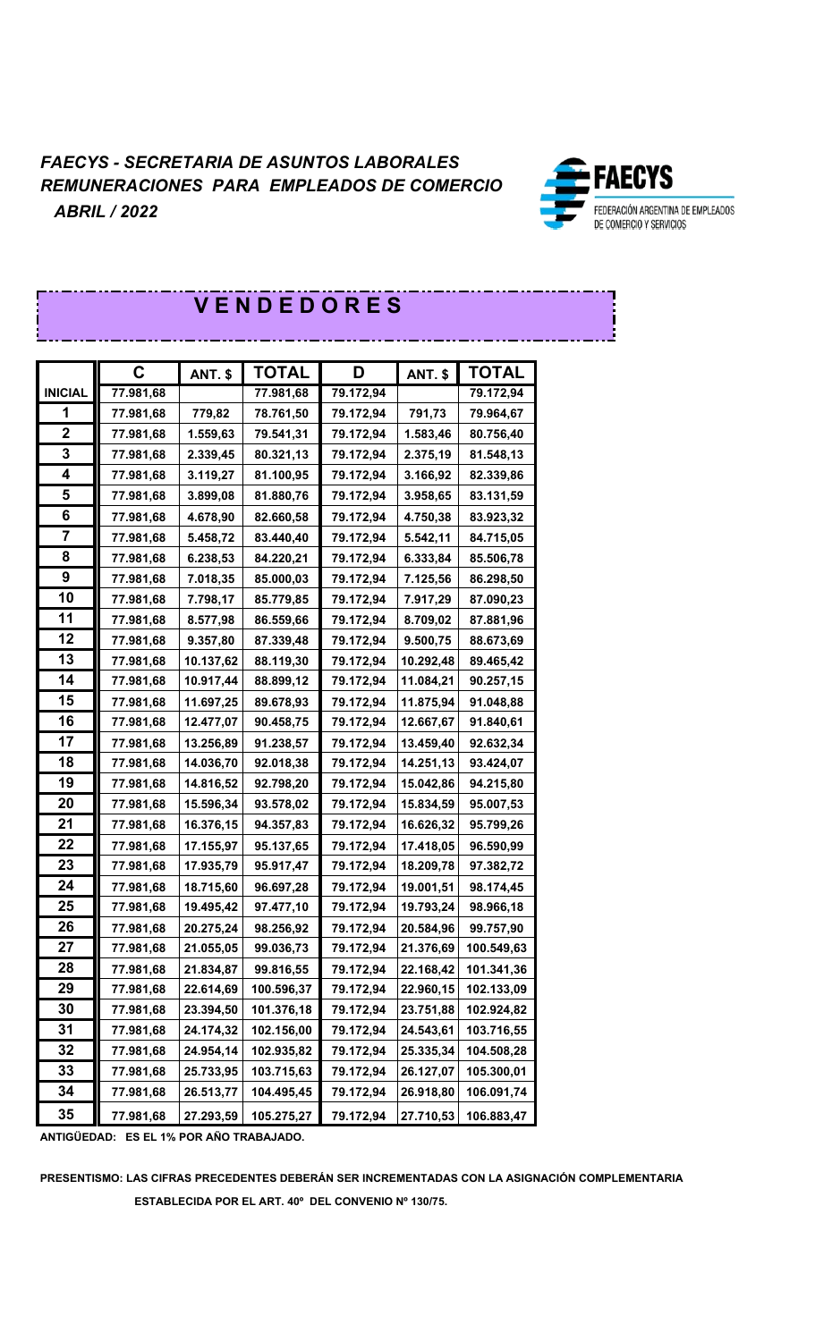*FAECYS - SECRETARIA DE ASUNTOS LABORALES*
*REMUNERACIONES PARA EMPLEADOS DE COMERCIO*
*ABRIL / 2022*

FAECYS
FEDERACIÓN ARGENTINA DE EMPLEADOS DE COMERCIO Y SERVICIOS

# V E N D E D O R E S

| | C | ANT. $ | TOTAL | D | ANT. $ | TOTAL |
|---|---|---|---|---|---|---|
| INICIAL | 77.981,68 | | 77.981,68 | 79.172,94 | | 79.172,94 |
| 1 | 77.981,68 | 779,82 | 78.761,50 | 79.172,94 | 791,73 | 79.964,67 |
| 2 | 77.981,68 | 1.559,63 | 79.541,31 | 79.172,94 | 1.583,46 | 80.756,40 |
| 3 | 77.981,68 | 2.339,45 | 80.321,13 | 79.172,94 | 2.375,19 | 81.548,13 |
| 4 | 77.981,68 | 3.119,27 | 81.100,95 | 79.172,94 | 3.166,92 | 82.339,86 |
| 5 | 77.981,68 | 3.899,08 | 81.880,76 | 79.172,94 | 3.958,65 | 83.131,59 |
| 6 | 77.981,68 | 4.678,90 | 82.660,58 | 79.172,94 | 4.750,38 | 83.923,32 |
| 7 | 77.981,68 | 5.458,72 | 83.440,40 | 79.172,94 | 5.542,11 | 84.715,05 |
| 8 | 77.981,68 | 6.238,53 | 84.220,21 | 79.172,94 | 6.333,84 | 85.506,78 |
| 9 | 77.981,68 | 7.018,35 | 85.000,03 | 79.172,94 | 7.125,56 | 86.298,50 |
| 10 | 77.981,68 | 7.798,17 | 85.779,85 | 79.172,94 | 7.917,29 | 87.090,23 |
| 11 | 77.981,68 | 8.577,98 | 86.559,66 | 79.172,94 | 8.709,02 | 87.881,96 |
| 12 | 77.981,68 | 9.357,80 | 87.339,48 | 79.172,94 | 9.500,75 | 88.673,69 |
| 13 | 77.981,68 | 10.137,62 | 88.119,30 | 79.172,94 | 10.292,48 | 89.465,42 |
| 14 | 77.981,68 | 10.917,44 | 88.899,12 | 79.172,94 | 11.084,21 | 90.257,15 |
| 15 | 77.981,68 | 11.697,25 | 89.678,93 | 79.172,94 | 11.875,94 | 91.048,88 |
| 16 | 77.981,68 | 12.477,07 | 90.458,75 | 79.172,94 | 12.667,67 | 91.840,61 |
| 17 | 77.981,68 | 13.256,89 | 91.238,57 | 79.172,94 | 13.459,40 | 92.632,34 |
| 18 | 77.981,68 | 14.036,70 | 92.018,38 | 79.172,94 | 14.251,13 | 93.424,07 |
| 19 | 77.981,68 | 14.816,52 | 92.798,20 | 79.172,94 | 15.042,86 | 94.215,80 |
| 20 | 77.981,68 | 15.596,34 | 93.578,02 | 79.172,94 | 15.834,59 | 95.007,53 |
| 21 | 77.981,68 | 16.376,15 | 94.357,83 | 79.172,94 | 16.626,32 | 95.799,26 |
| 22 | 77.981,68 | 17.155,97 | 95.137,65 | 79.172,94 | 17.418,05 | 96.590,99 |
| 23 | 77.981,68 | 17.935,79 | 95.917,47 | 79.172,94 | 18.209,78 | 97.382,72 |
| 24 | 77.981,68 | 18.715,60 | 96.697,28 | 79.172,94 | 19.001,51 | 98.174,45 |
| 25 | 77.981,68 | 19.495,42 | 97.477,10 | 79.172,94 | 19.793,24 | 98.966,18 |
| 26 | 77.981,68 | 20.275,24 | 98.256,92 | 79.172,94 | 20.584,96 | 99.757,90 |
| 27 | 77.981,68 | 21.055,05 | 99.036,73 | 79.172,94 | 21.376,69 | 100.549,63 |
| 28 | 77.981,68 | 21.834,87 | 99.816,55 | 79.172,94 | 22.168,42 | 101.341,36 |
| 29 | 77.981,68 | 22.614,69 | 100.596,37 | 79.172,94 | 22.960,15 | 102.133,09 |
| 30 | 77.981,68 | 23.394,50 | 101.376,18 | 79.172,94 | 23.751,88 | 102.924,82 |
| 31 | 77.981,68 | 24.174,32 | 102.156,00 | 79.172,94 | 24.543,61 | 103.716,55 |
| 32 | 77.981,68 | 24.954,14 | 102.935,82 | 79.172,94 | 25.335,34 | 104.508,28 |
| 33 | 77.981,68 | 25.733,95 | 103.715,63 | 79.172,94 | 26.127,07 | 105.300,01 |
| 34 | 77.981,68 | 26.513,77 | 104.495,45 | 79.172,94 | 26.918,80 | 106.091,74 |
| 35 | 77.981,68 | 27.293,59 | 105.275,27 | 79.172,94 | 27.710,53 | 106.883,47 |

**ANTIGÜEDAD: ES EL 1% POR AÑO TRABAJADO.**

**PRESENTISMO: LAS CIFRAS PRECEDENTES DEBERÁN SER INCREMENTADAS CON LA ASIGNACIÓN COMPLEMENTARIA ESTABLECIDA POR EL ART. 40º DEL CONVENIO Nº 130/75.**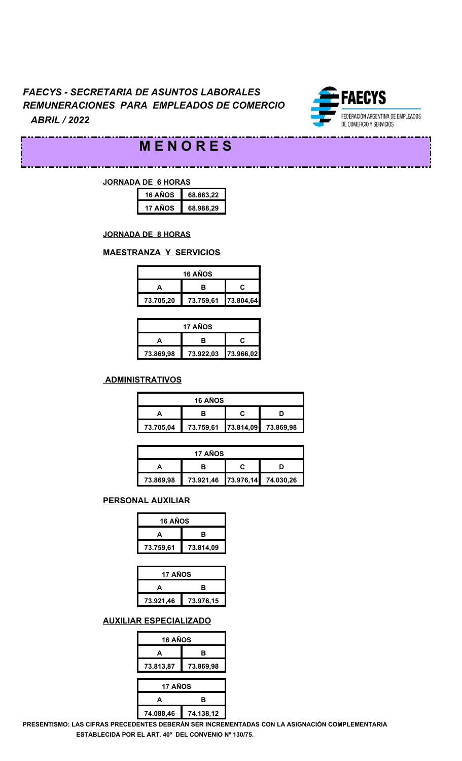*FAECYS - SECRETARIA DE ASUNTOS LABORALES*
*REMUNERACIONES PARA EMPLEADOS DE COMERCIO*
*ABRIL / 2022*

FAECYS
FEDERACIÓN ARGENTINA DE EMPLEADOS DE COMERCIO Y SERVICIOS

# M E N O R E S

**JORNADA DE 6 HORAS**

| | |
|---|---|
| 16 AÑOS | 68.663,22 |
| 17 AÑOS | 68.988,29 |

**JORNADA DE 8 HORAS**

**MAESTRANZA Y SERVICIOS**

| 16 AÑOS | | |
|---|---|---|
| A | B | C |
| 73.705,20 | 73.759,61 | 73.804,64 |

| 17 AÑOS | | |
|---|---|---|
| A | B | C |
| 73.869,98 | 73.922,03 | 73.966,02 |

**ADMINISTRATIVOS**

| 16 AÑOS | | | |
|---|---|---|---|
| A | B | C | D |
| 73.705,04 | 73.759,61 | 73.814,09 | 73.869,98 |

| 17 AÑOS | | | |
|---|---|---|---|
| A | B | C | D |
| 73.869,98 | 73.921,46 | 73.976,14 | 74.030,26 |

**PERSONAL AUXILIAR**

| 16 AÑOS | |
|---|---|
| A | B |
| 73.759,61 | 73.814,09 |

| 17 AÑOS | |
|---|---|
| A | B |
| 73.921,46 | 73.976,15 |

**AUXILIAR ESPECIALIZADO**

| 16 AÑOS | |
|---|---|
| A | B |
| 73.813,87 | 73.869,98 |

| 17 AÑOS | |
|---|---|
| A | B |
| 74.088,46 | 74.138,12 |

**PRESENTISMO: LAS CIFRAS PRECEDENTES DEBERÁN SER INCREMENTADAS CON LA ASIGNACIÓN COMPLEMENTARIA ESTABLECIDA POR EL ART. 40º DEL CONVENIO Nº 130/75.**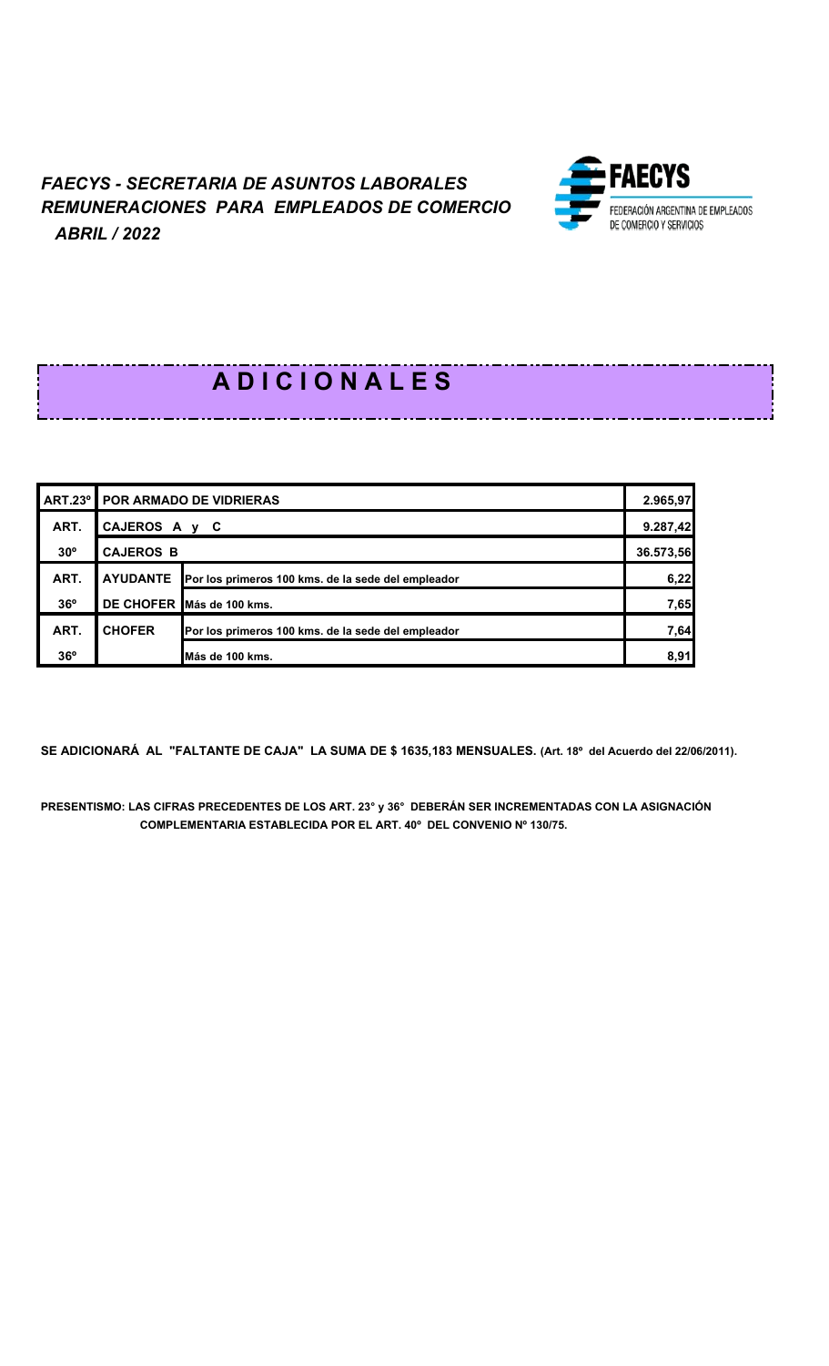*FAECYS - SECRETARIA DE ASUNTOS LABORALES*
*REMUNERACIONES PARA EMPLEADOS DE COMERCIO*
*ABRIL / 2022*

FAECYS
FEDERACIÓN ARGENTINA DE EMPLEADOS DE COMERCIO Y SERVICIOS

# A D I C I O N A L E S

| | | | |
|---|---|---|---|
| ART.23º | POR ARMADO DE VIDRIERAS | | 2.965,97 |
| ART. | CAJEROS A y C | | 9.287,42 |
| 30º | CAJEROS B | | 36.573,56 |
| ART. | AYUDANTE | Por los primeros 100 kms. de la sede del empleador | 6,22 |
| 36º | DE CHOFER | Más de 100 kms. | 7,65 |
| ART. | CHOFER | Por los primeros 100 kms. de la sede del empleador | 7,64 |
| 36º | | Más de 100 kms. | 8,91 |

**SE ADICIONARÁ AL "FALTANTE DE CAJA" LA SUMA DE $ 1635,183 MENSUALES. (Art. 18º del Acuerdo del 22/06/2011).**

**PRESENTISMO: LAS CIFRAS PRECEDENTES DE LOS ART. 23° y 36° DEBERÁN SER INCREMENTADAS CON LA ASIGNACIÓN COMPLEMENTARIA ESTABLECIDA POR EL ART. 40º DEL CONVENIO Nº 130/75.**